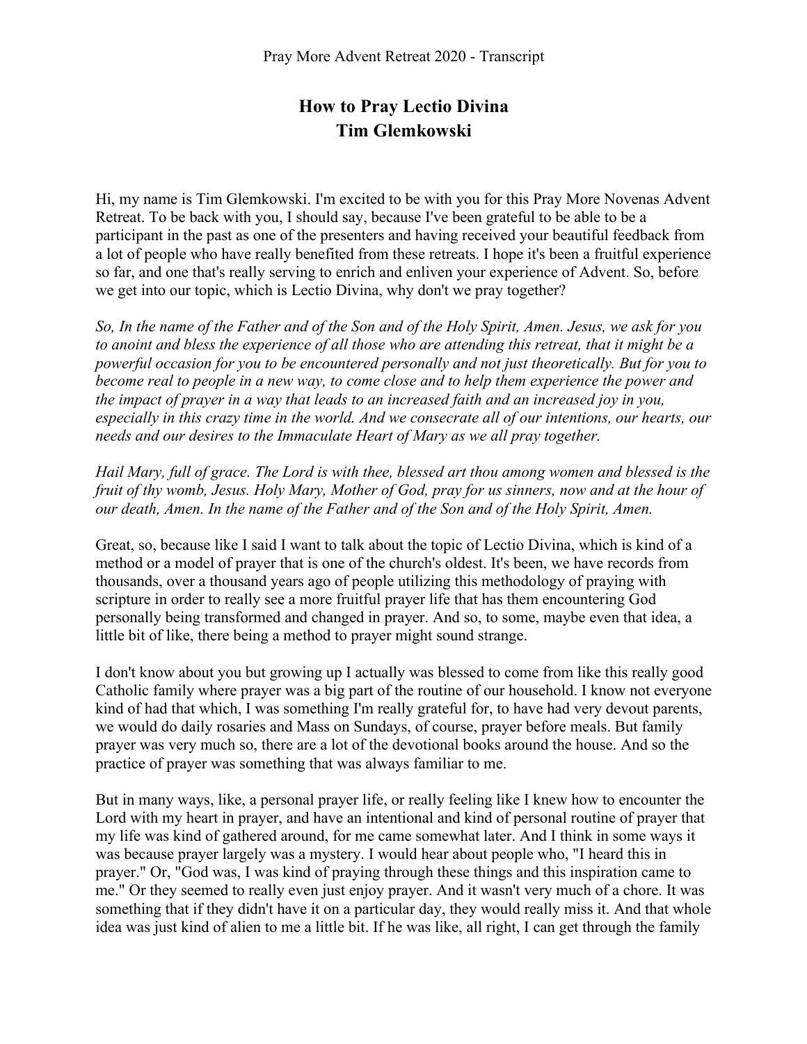# How to Pray Lectio Divina
# Tim Glemkowski

Hi, my name is Tim Glemkowski. I'm excited to be with you for this Pray More Novenas Advent Retreat. To be back with you, I should say, because I've been grateful to be able to be a participant in the past as one of the presenters and having received your beautiful feedback from a lot of people who have really benefited from these retreats. I hope it's been a fruitful experience so far, and one that's really serving to enrich and enliven your experience of Advent. So, before we get into our topic, which is Lectio Divina, why don't we pray together?

*So, In the name of the Father and of the Son and of the Holy Spirit, Amen. Jesus, we ask for you to anoint and bless the experience of all those who are attending this retreat, that it might be a powerful occasion for you to be encountered personally and not just theoretically. But for you to become real to people in a new way, to come close and to help them experience the power and the impact of prayer in a way that leads to an increased faith and an increased joy in you, especially in this crazy time in the world. And we consecrate all of our intentions, our hearts, our needs and our desires to the Immaculate Heart of Mary as we all pray together.*

*Hail Mary, full of grace. The Lord is with thee, blessed art thou among women and blessed is the fruit of thy womb, Jesus. Holy Mary, Mother of God, pray for us sinners, now and at the hour of our death, Amen. In the name of the Father and of the Son and of the Holy Spirit, Amen.*

Great, so, because like I said I want to talk about the topic of Lectio Divina, which is kind of a method or a model of prayer that is one of the church's oldest. It's been, we have records from thousands, over a thousand years ago of people utilizing this methodology of praying with scripture in order to really see a more fruitful prayer life that has them encountering God personally being transformed and changed in prayer. And so, to some, maybe even that idea, a little bit of like, there being a method to prayer might sound strange.

I don't know about you but growing up I actually was blessed to come from like this really good Catholic family where prayer was a big part of the routine of our household. I know not everyone kind of had that which, I was something I'm really grateful for, to have had very devout parents, we would do daily rosaries and Mass on Sundays, of course, prayer before meals. But family prayer was very much so, there are a lot of the devotional books around the house. And so the practice of prayer was something that was always familiar to me.

But in many ways, like, a personal prayer life, or really feeling like I knew how to encounter the Lord with my heart in prayer, and have an intentional and kind of personal routine of prayer that my life was kind of gathered around, for me came somewhat later. And I think in some ways it was because prayer largely was a mystery. I would hear about people who, "I heard this in prayer." Or, "God was, I was kind of praying through these things and this inspiration came to me." Or they seemed to really even just enjoy prayer. And it wasn't very much of a chore. It was something that if they didn't have it on a particular day, they would really miss it. And that whole idea was just kind of alien to me a little bit. If he was like, all right, I can get through the family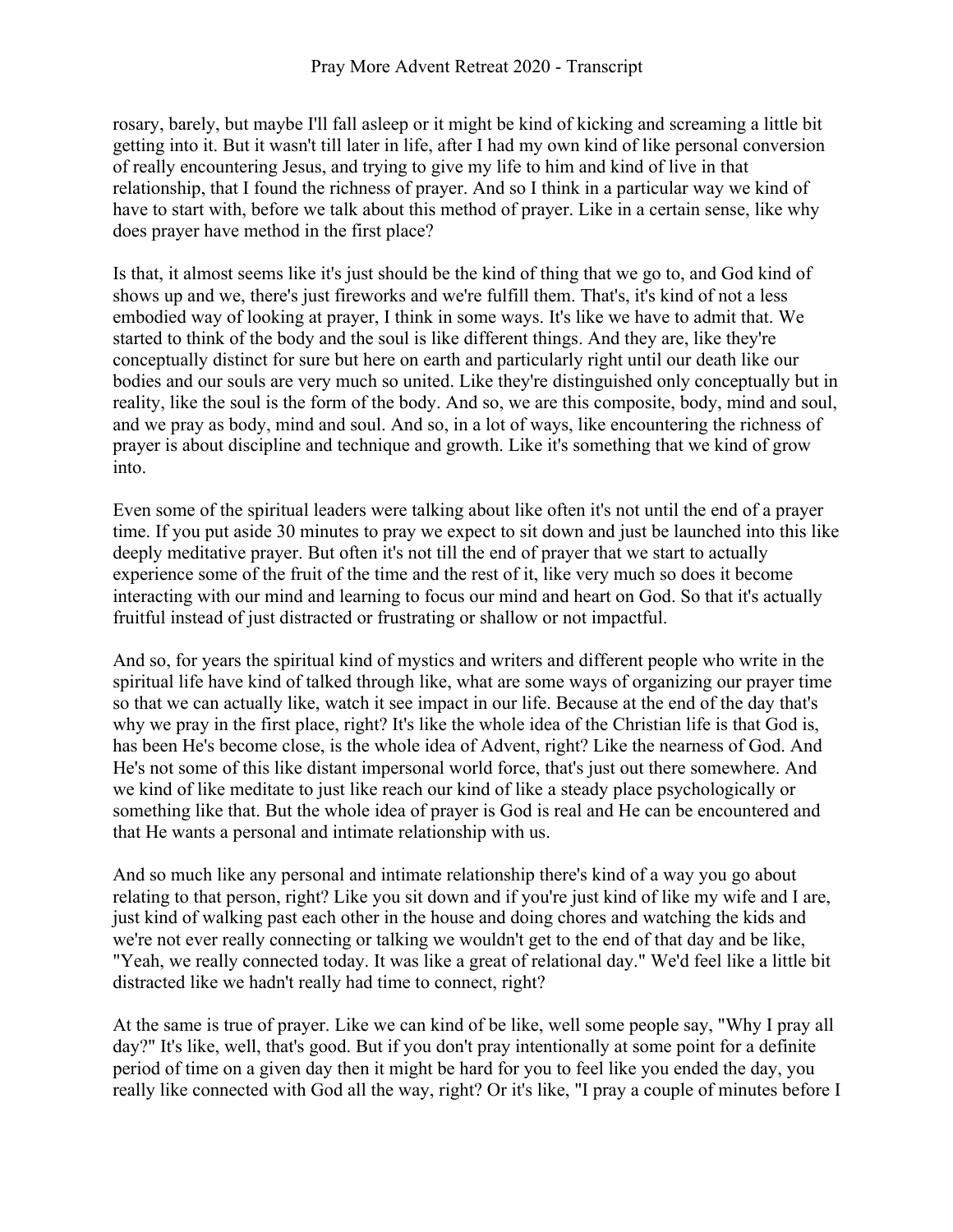rosary, barely, but maybe I'll fall asleep or it might be kind of kicking and screaming a little bit getting into it. But it wasn't till later in life, after I had my own kind of like personal conversion of really encountering Jesus, and trying to give my life to him and kind of live in that relationship, that I found the richness of prayer. And so I think in a particular way we kind of have to start with, before we talk about this method of prayer. Like in a certain sense, like why does prayer have method in the first place?

Is that, it almost seems like it's just should be the kind of thing that we go to, and God kind of shows up and we, there's just fireworks and we're fulfill them. That's, it's kind of not a less embodied way of looking at prayer, I think in some ways. It's like we have to admit that. We started to think of the body and the soul is like different things. And they are, like they're conceptually distinct for sure but here on earth and particularly right until our death like our bodies and our souls are very much so united. Like they're distinguished only conceptually but in reality, like the soul is the form of the body. And so, we are this composite, body, mind and soul, and we pray as body, mind and soul. And so, in a lot of ways, like encountering the richness of prayer is about discipline and technique and growth. Like it's something that we kind of grow into.

Even some of the spiritual leaders were talking about like often it's not until the end of a prayer time. If you put aside 30 minutes to pray we expect to sit down and just be launched into this like deeply meditative prayer. But often it's not till the end of prayer that we start to actually experience some of the fruit of the time and the rest of it, like very much so does it become interacting with our mind and learning to focus our mind and heart on God. So that it's actually fruitful instead of just distracted or frustrating or shallow or not impactful.

And so, for years the spiritual kind of mystics and writers and different people who write in the spiritual life have kind of talked through like, what are some ways of organizing our prayer time so that we can actually like, watch it see impact in our life. Because at the end of the day that's why we pray in the first place, right? It's like the whole idea of the Christian life is that God is, has been He's become close, is the whole idea of Advent, right? Like the nearness of God. And He's not some of this like distant impersonal world force, that's just out there somewhere. And we kind of like meditate to just like reach our kind of like a steady place psychologically or something like that. But the whole idea of prayer is God is real and He can be encountered and that He wants a personal and intimate relationship with us.

And so much like any personal and intimate relationship there's kind of a way you go about relating to that person, right? Like you sit down and if you're just kind of like my wife and I are, just kind of walking past each other in the house and doing chores and watching the kids and we're not ever really connecting or talking we wouldn't get to the end of that day and be like, "Yeah, we really connected today. It was like a great of relational day." We'd feel like a little bit distracted like we hadn't really had time to connect, right?

At the same is true of prayer. Like we can kind of be like, well some people say, "Why I pray all day?" It's like, well, that's good. But if you don't pray intentionally at some point for a definite period of time on a given day then it might be hard for you to feel like you ended the day, you really like connected with God all the way, right? Or it's like, "I pray a couple of minutes before I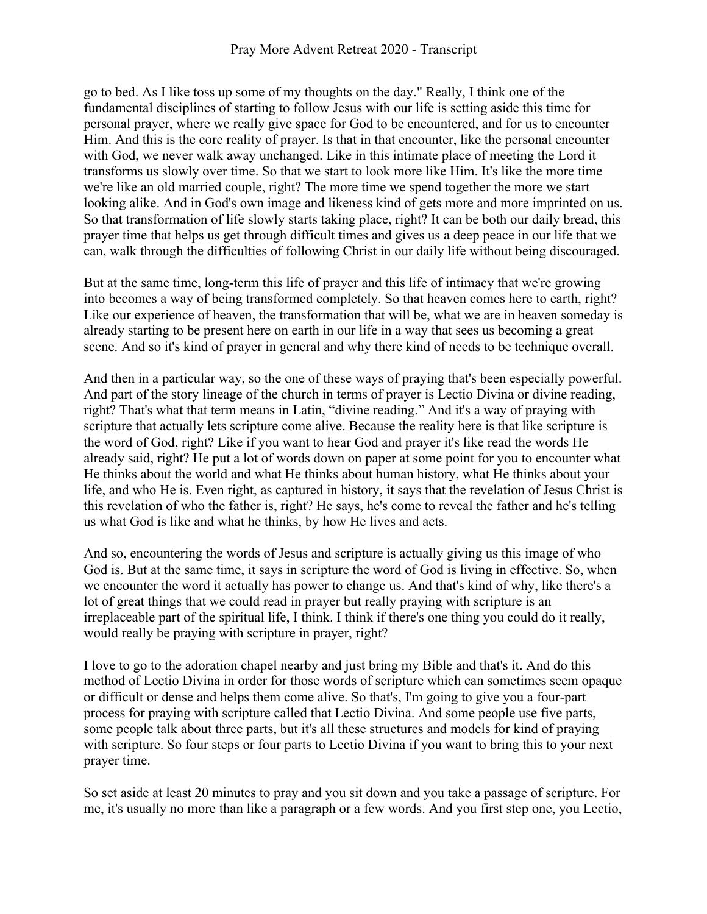go to bed. As I like toss up some of my thoughts on the day." Really, I think one of the fundamental disciplines of starting to follow Jesus with our life is setting aside this time for personal prayer, where we really give space for God to be encountered, and for us to encounter Him. And this is the core reality of prayer. Is that in that encounter, like the personal encounter with God, we never walk away unchanged. Like in this intimate place of meeting the Lord it transforms us slowly over time. So that we start to look more like Him. It's like the more time we're like an old married couple, right? The more time we spend together the more we start looking alike. And in God's own image and likeness kind of gets more and more imprinted on us. So that transformation of life slowly starts taking place, right? It can be both our daily bread, this prayer time that helps us get through difficult times and gives us a deep peace in our life that we can, walk through the difficulties of following Christ in our daily life without being discouraged.

But at the same time, long-term this life of prayer and this life of intimacy that we're growing into becomes a way of being transformed completely. So that heaven comes here to earth, right? Like our experience of heaven, the transformation that will be, what we are in heaven someday is already starting to be present here on earth in our life in a way that sees us becoming a great scene. And so it's kind of prayer in general and why there kind of needs to be technique overall.

And then in a particular way, so the one of these ways of praying that's been especially powerful. And part of the story lineage of the church in terms of prayer is Lectio Divina or divine reading, right? That's what that term means in Latin, "divine reading." And it's a way of praying with scripture that actually lets scripture come alive. Because the reality here is that like scripture is the word of God, right? Like if you want to hear God and prayer it's like read the words He already said, right? He put a lot of words down on paper at some point for you to encounter what He thinks about the world and what He thinks about human history, what He thinks about your life, and who He is. Even right, as captured in history, it says that the revelation of Jesus Christ is this revelation of who the father is, right? He says, he's come to reveal the father and he's telling us what God is like and what he thinks, by how He lives and acts.

And so, encountering the words of Jesus and scripture is actually giving us this image of who God is. But at the same time, it says in scripture the word of God is living in effective. So, when we encounter the word it actually has power to change us. And that's kind of why, like there's a lot of great things that we could read in prayer but really praying with scripture is an irreplaceable part of the spiritual life, I think. I think if there's one thing you could do it really, would really be praying with scripture in prayer, right?

I love to go to the adoration chapel nearby and just bring my Bible and that's it. And do this method of Lectio Divina in order for those words of scripture which can sometimes seem opaque or difficult or dense and helps them come alive. So that's, I'm going to give you a four-part process for praying with scripture called that Lectio Divina. And some people use five parts, some people talk about three parts, but it's all these structures and models for kind of praying with scripture. So four steps or four parts to Lectio Divina if you want to bring this to your next prayer time.

So set aside at least 20 minutes to pray and you sit down and you take a passage of scripture. For me, it's usually no more than like a paragraph or a few words. And you first step one, you Lectio,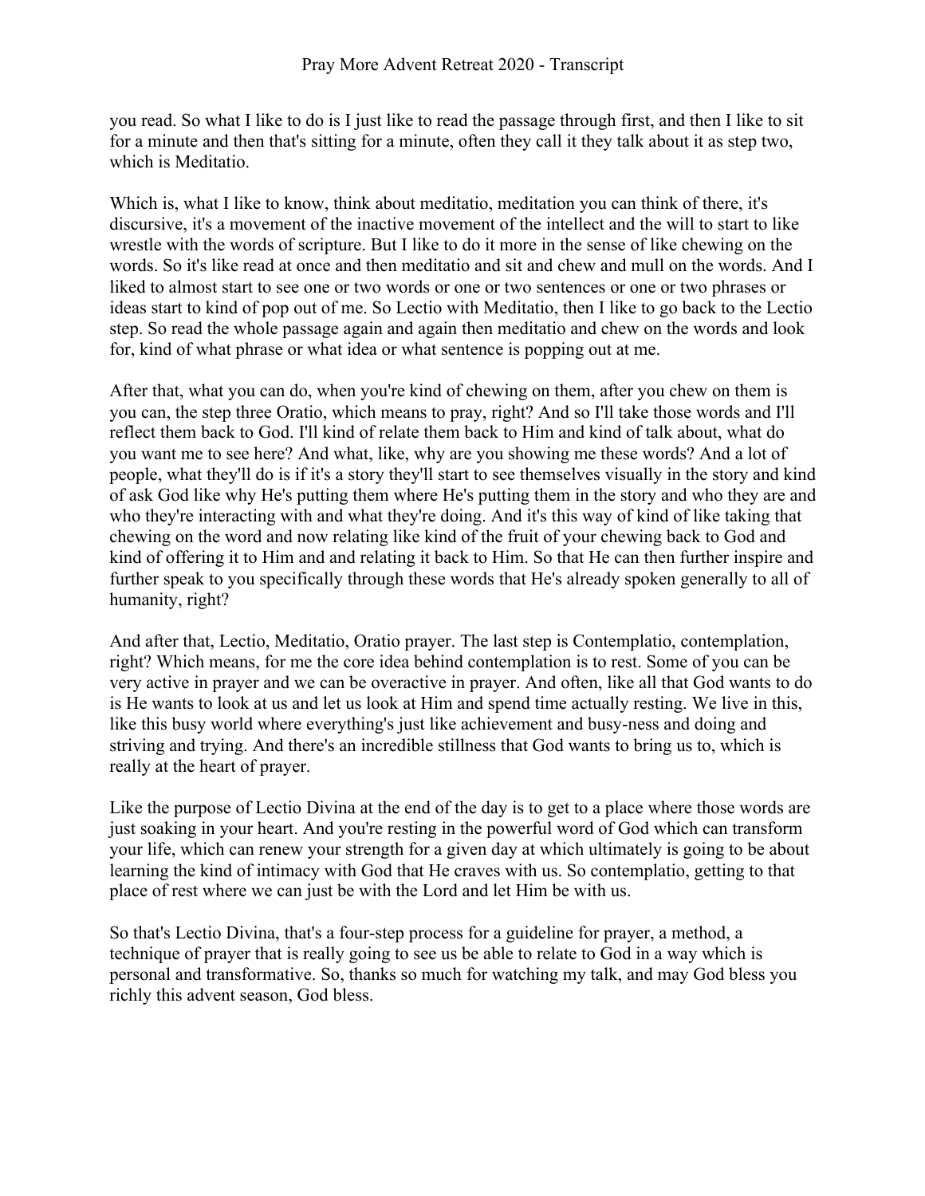you read. So what I like to do is I just like to read the passage through first, and then I like to sit for a minute and then that's sitting for a minute, often they call it they talk about it as step two, which is Meditatio.

Which is, what I like to know, think about meditatio, meditation you can think of there, it's discursive, it's a movement of the inactive movement of the intellect and the will to start to like wrestle with the words of scripture. But I like to do it more in the sense of like chewing on the words. So it's like read at once and then meditatio and sit and chew and mull on the words. And I liked to almost start to see one or two words or one or two sentences or one or two phrases or ideas start to kind of pop out of me. So Lectio with Meditatio, then I like to go back to the Lectio step. So read the whole passage again and again then meditatio and chew on the words and look for, kind of what phrase or what idea or what sentence is popping out at me.

After that, what you can do, when you're kind of chewing on them, after you chew on them is you can, the step three Oratio, which means to pray, right? And so I'll take those words and I'll reflect them back to God. I'll kind of relate them back to Him and kind of talk about, what do you want me to see here? And what, like, why are you showing me these words? And a lot of people, what they'll do is if it's a story they'll start to see themselves visually in the story and kind of ask God like why He's putting them where He's putting them in the story and who they are and who they're interacting with and what they're doing. And it's this way of kind of like taking that chewing on the word and now relating like kind of the fruit of your chewing back to God and kind of offering it to Him and and relating it back to Him. So that He can then further inspire and further speak to you specifically through these words that He's already spoken generally to all of humanity, right?

And after that, Lectio, Meditatio, Oratio prayer. The last step is Contemplatio, contemplation, right? Which means, for me the core idea behind contemplation is to rest. Some of you can be very active in prayer and we can be overactive in prayer. And often, like all that God wants to do is He wants to look at us and let us look at Him and spend time actually resting. We live in this, like this busy world where everything's just like achievement and busy-ness and doing and striving and trying. And there's an incredible stillness that God wants to bring us to, which is really at the heart of prayer.

Like the purpose of Lectio Divina at the end of the day is to get to a place where those words are just soaking in your heart. And you're resting in the powerful word of God which can transform your life, which can renew your strength for a given day at which ultimately is going to be about learning the kind of intimacy with God that He craves with us. So contemplatio, getting to that place of rest where we can just be with the Lord and let Him be with us.

So that's Lectio Divina, that's a four-step process for a guideline for prayer, a method, a technique of prayer that is really going to see us be able to relate to God in a way which is personal and transformative. So, thanks so much for watching my talk, and may God bless you richly this advent season, God bless.